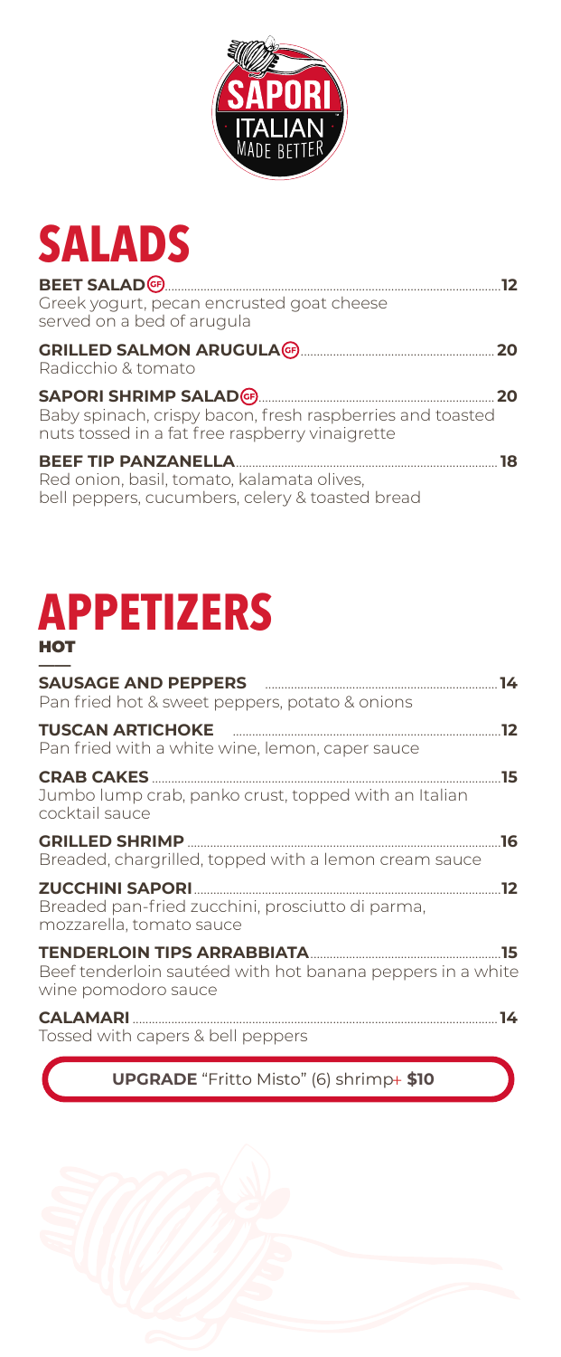SAPORI

ITALIAN MADE BETTER

# SALADS

**BEET SALAD** (GF) ........ **12**
Greek yogurt, pecan encrusted goat cheese served on a bed of arugula

**GRILLED SALMON ARUGULA** (GF) ........ **20**
Radicchio & tomato

**SAPORI SHRIMP SALAD** (GF) ........ **20**
Baby spinach, crispy bacon, fresh raspberries and toasted nuts tossed in a fat free raspberry vinaigrette

**BEEF TIP PANZANELLA** ........ **18**
Red onion, basil, tomato, kalamata olives, bell peppers, cucumbers, celery & toasted bread

# APPETIZERS

## HOT

**SAUSAGE AND PEPPERS** ........ **14**
Pan fried hot & sweet peppers, potato & onions

**TUSCAN ARTICHOKE** ........ **12**
Pan fried with a white wine, lemon, caper sauce

**CRAB CAKES** ........ **15**
Jumbo lump crab, panko crust, topped with an Italian cocktail sauce

**GRILLED SHRIMP** ........ **16**
Breaded, chargrilled, topped with a lemon cream sauce

**ZUCCHINI SAPORI** ........ **12**
Breaded pan-fried zucchini, prosciutto di parma, mozzarella, tomato sauce

**TENDERLOIN TIPS ARRABBIATA** ........ **15**
Beef tenderloin sautéed with hot banana peppers in a white wine pomodoro sauce

**CALAMARI** ........ **14**
Tossed with capers & bell peppers

**UPGRADE** "Fritto Misto" (6) shrimp+ **$10**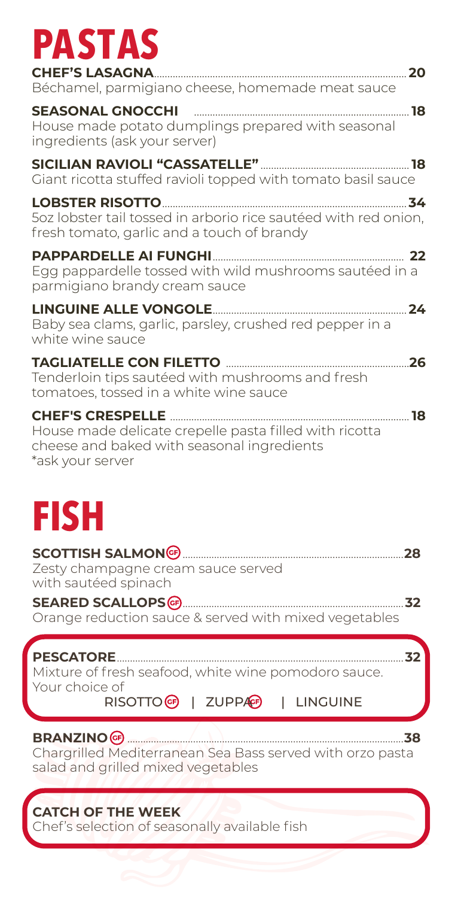# PASTAS

**CHEF'S LASAGNA** .......... 20
Béchamel, parmigiano cheese, homemade meat sauce

**SEASONAL GNOCCHI** .......... 18
House made potato dumplings prepared with seasonal ingredients (ask your server)

**SICILIAN RAVIOLI "CASSATELLE"** .......... 18
Giant ricotta stuffed ravioli topped with tomato basil sauce

**LOBSTER RISOTTO** .......... 34
5oz lobster tail tossed in arborio rice sautéed with red onion, fresh tomato, garlic and a touch of brandy

**PAPPARDELLE AI FUNGHI** .......... 22
Egg pappardelle tossed with wild mushrooms sautéed in a parmigiano brandy cream sauce

**LINGUINE ALLE VONGOLE** .......... 24
Baby sea clams, garlic, parsley, crushed red pepper in a white wine sauce

**TAGLIATELLE CON FILETTO** .......... 26
Tenderloin tips sautéed with mushrooms and fresh tomatoes, tossed in a white wine sauce

**CHEF'S CRESPELLE** .......... 18
House made delicate crepelle pasta filled with ricotta cheese and baked with seasonal ingredients
*ask your server

# FISH

**SCOTTISH SALMON** (GF) .......... 28
Zesty champagne cream sauce served with sautéed spinach

**SEARED SCALLOPS** (GF) .......... 32
Orange reduction sauce & served with mixed vegetables

**PESCATORE** .......... 32
Mixture of fresh seafood, white wine pomodoro sauce.
Your choice of
RISOTTO (GF) | ZUPPA (GF) | LINGUINE

**BRANZINO** (GF) .......... 38
Chargrilled Mediterranean Sea Bass served with orzo pasta salad and grilled mixed vegetables

**CATCH OF THE WEEK**
Chef's selection of seasonally available fish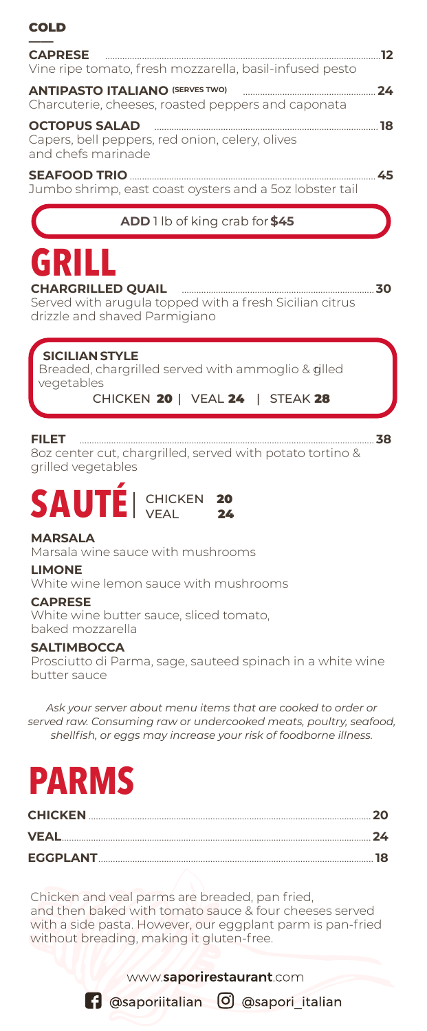## COLD

**CAPRESE** ..... **12**
Vine ripe tomato, fresh mozzarella, basil-infused pesto

**ANTIPASTO ITALIANO (SERVES TWO)** ..... **24**
Charcuterie, cheeses, roasted peppers and caponata

**OCTOPUS SALAD** ..... **18**
Capers, bell peppers, red onion, celery, olives and chefs marinade

**SEAFOOD TRIO** ..... **45**
Jumbo shrimp, east coast oysters and a 5oz lobster tail

**ADD** 1 lb of king crab for **$45**

# GRILL

**CHARGRILLED QUAIL** ..... **30**
Served with arugula topped with a fresh Sicilian citrus drizzle and shaved Parmigiano

**SICILIAN STYLE**
Breaded, chargrilled served with ammoglio & gilled vegetables
CHICKEN **20** | VEAL **24** | STEAK **28**

**FILET** ..... **38**
8oz center cut, chargrilled, served with potato tortino & grilled vegetables

# SAUTÉ | CHICKEN **20** VEAL **24**

**MARSALA**
Marsala wine sauce with mushrooms

**LIMONE**
White wine lemon sauce with mushrooms

**CAPRESE**
White wine butter sauce, sliced tomato, baked mozzarella

**SALTIMBOCCA**
Prosciutto di Parma, sage, sauteed spinach in a white wine butter sauce

*Ask your server about menu items that are cooked to order or served raw. Consuming raw or undercooked meats, poultry, seafood, shellfish, or eggs may increase your risk of foodborne illness.*

# PARMS

**CHICKEN** ..... **20**

**VEAL** ..... **24**

**EGGPLANT** ..... **18**

Chicken and veal parms are breaded, pan fried, and then baked with tomato sauce & four cheeses served with a side pasta. However, our eggplant parm is pan-fried without breading, making it gluten-free.

www.**saporirestaurant**.com

@saporiitalian @sapori_italian